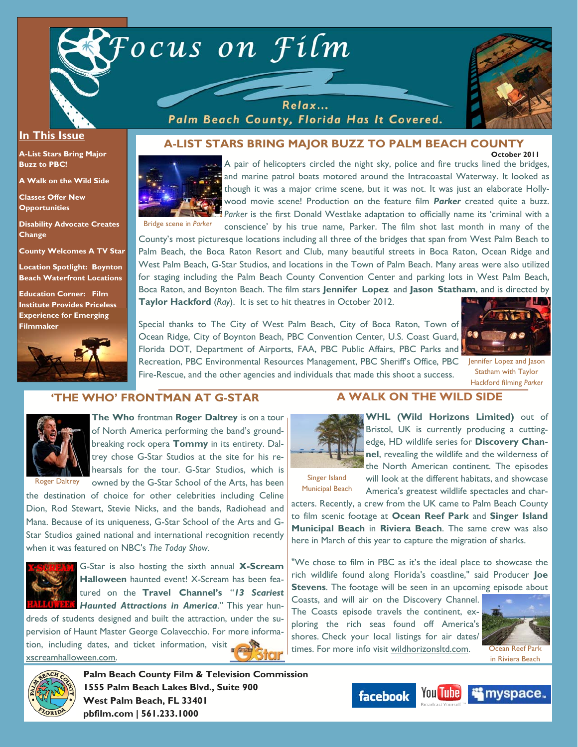# Focus on Film

Relax...
Palm Beach County, Florida Has It Covered.

## In This Issue

- A-List Stars Bring Major Buzz to PBC!
- A Walk on the Wild Side
- Classes Offer New Opportunities
- Disability Advocate Creates Change
- County Welcomes A TV Star
- Location Spotlight: Boynton Beach Waterfront Locations
- Education Corner: Film Institute Provides Priceless Experience for Emerging Filmmaker

## A-LIST STARS BRING MAJOR BUZZ TO PALM BEACH COUNTY

**October 2011**

Bridge scene in *Parker*

A pair of helicopters circled the night sky, police and fire trucks lined the bridges, and marine patrol boats motored around the Intracoastal Waterway. It looked as though it was a major crime scene, but it was not. It was just an elaborate Hollywood movie scene! Production on the feature film ***Parker*** created quite a buzz. *Parker* is the first Donald Westlake adaptation to officially name its 'criminal with a conscience' by his true name, Parker. The film shot last month in many of the County's most picturesque locations including all three of the bridges that span from West Palm Beach to Palm Beach, the Boca Raton Resort and Club, many beautiful streets in Boca Raton, Ocean Ridge and West Palm Beach, G-Star Studios, and locations in the Town of Palm Beach. Many areas were also utilized for staging including the Palm Beach County Convention Center and parking lots in West Palm Beach, Boca Raton, and Boynton Beach. The film stars **Jennifer Lopez** and **Jason Statham**, and is directed by **Taylor Hackford** (*Ray*). It is set to hit theatres in October 2012.

Special thanks to The City of West Palm Beach, City of Boca Raton, Town of Ocean Ridge, City of Boynton Beach, PBC Convention Center, U.S. Coast Guard, Florida DOT, Department of Airports, FAA, PBC Public Affairs, PBC Parks and Recreation, PBC Environmental Resources Management, PBC Sheriff's Office, PBC Fire-Rescue, and the other agencies and individuals that made this shoot a success.

Jennifer Lopez and Jason Statham with Taylor Hackford filming *Parker*

## 'THE WHO' FRONTMAN AT G-STAR

Roger Daltrey

**The Who** frontman **Roger Daltrey** is on a tour of North America performing the band's groundbreaking rock opera **Tommy** in its entirety. Daltrey chose G-Star Studios at the site for his rehearsals for the tour. G-Star Studios, which is owned by the G-Star School of the Arts, has been the destination of choice for other celebrities including Celine Dion, Rod Stewart, Stevie Nicks, and the bands, Radiohead and Mana. Because of its uniqueness, G-Star School of the Arts and G-Star Studios gained national and international recognition recently when it was featured on NBC's *The Today Show*.

G-Star is also hosting the sixth annual **X-Scream Halloween** haunted event! X-Scream has been featured on the **Travel Channel's** "***13 Scariest Haunted Attractions in America***." This year hundreds of students designed and built the attraction, under the supervision of Haunt Master George Colavecchio. For more information, including dates, and ticket information, visit xscreamhalloween.com.

## A WALK ON THE WILD SIDE

Singer Island Municipal Beach

**WHL (Wild Horizons Limited)** out of Bristol, UK is currently producing a cutting-edge, HD wildlife series for **Discovery Channel**, revealing the wildlife and the wilderness of the North American continent. The episodes will look at the different habitats, and showcase America's greatest wildlife spectacles and characters. Recently, a crew from the UK came to Palm Beach County to film scenic footage at **Ocean Reef Park** and **Singer Island Municipal Beach** in **Riviera Beach**. The same crew was also here in March of this year to capture the migration of sharks.

"We chose to film in PBC as it's the ideal place to showcase the rich wildlife found along Florida's coastline," said Producer **Joe Stevens**. The footage will be seen in an upcoming episode about Coasts, and will air on the Discovery Channel. The Coasts episode travels the continent, exploring the rich seas found off America's shores. Check your local listings for air dates/times. For more info visit wildhorizonsltd.com.

Ocean Reef Park in Riviera Beach

**Palm Beach County Film & Television Commission**
**1555 Palm Beach Lakes Blvd., Suite 900**
**West Palm Beach, FL 33401**
**pbfilm.com | 561.233.1000**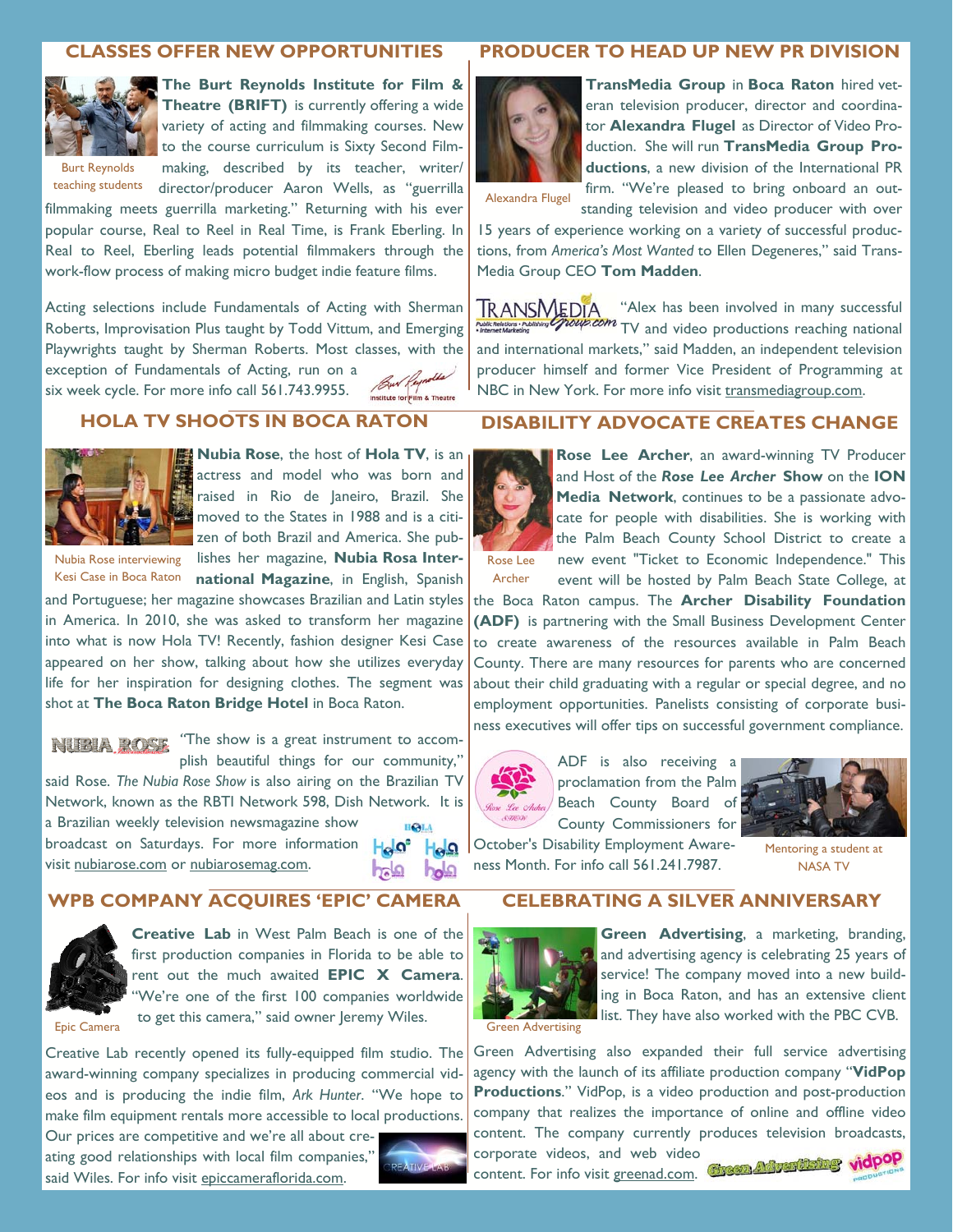## CLASSES OFFER NEW OPPORTUNITIES

Burt Reynolds teaching students

**The Burt Reynolds Institute for Film & Theatre (BRIFT)** is currently offering a wide variety of acting and filmmaking courses. New to the course curriculum is Sixty Second Filmmaking, described by its teacher, writer/director/producer Aaron Wells, as "guerrilla filmmaking meets guerrilla marketing." Returning with his ever popular course, Real to Reel in Real Time, is Frank Eberling. In Real to Reel, Eberling leads potential filmmakers through the work-flow process of making micro budget indie feature films.

Acting selections include Fundamentals of Acting with Sherman Roberts, Improvisation Plus taught by Todd Vittum, and Emerging Playwrights taught by Sherman Roberts. Most classes, with the exception of Fundamentals of Acting, run on a six week cycle. For more info call 561.743.9955.

## HOLA TV SHOOTS IN BOCA RATON

Nubia Rose interviewing Kesi Case in Boca Raton

**Nubia Rose**, the host of **Hola TV**, is an actress and model who was born and raised in Rio de Janeiro, Brazil. She moved to the States in 1988 and is a citizen of both Brazil and America. She publishes her magazine, **Nubia Rosa International Magazine**, in English, Spanish and Portuguese; her magazine showcases Brazilian and Latin styles in America. In 2010, she was asked to transform her magazine into what is now Hola TV! Recently, fashion designer Kesi Case appeared on her show, talking about how she utilizes everyday life for her inspiration for designing clothes. The segment was shot at **The Boca Raton Bridge Hotel** in Boca Raton.

"The show is a great instrument to accomplish beautiful things for our community," said Rose. *The Nubia Rose Show* is also airing on the Brazilian TV Network, known as the RBTI Network 598, Dish Network. It is a Brazilian weekly television newsmagazine show broadcast on Saturdays. For more information visit nubiarose.com or nubiarosemag.com.

## WPB COMPANY ACQUIRES 'EPIC' CAMERA

Epic Camera

**Creative Lab** in West Palm Beach is one of the first production companies in Florida to be able to rent out the much awaited **EPIC X Camera**. "We're one of the first 100 companies worldwide to get this camera," said owner Jeremy Wiles.

Creative Lab recently opened its fully-equipped film studio. The award-winning company specializes in producing commercial videos and is producing the indie film, *Ark Hunter*. "We hope to make film equipment rentals more accessible to local productions. Our prices are competitive and we're all about creating good relationships with local film companies," said Wiles. For info visit epiccameraflorida.com.

## PRODUCER TO HEAD UP NEW PR DIVISION

Alexandra Flugel

**TransMedia Group** in **Boca Raton** hired veteran television producer, director and coordinator **Alexandra Flugel** as Director of Video Production. She will run **TransMedia Group Productions**, a new division of the International PR firm. "We're pleased to bring onboard an outstanding television and video producer with over 15 years of experience working on a variety of successful productions, from *America's Most Wanted* to Ellen Degeneres," said TransMedia Group CEO **Tom Madden**.

"Alex has been involved in many successful TV and video productions reaching national and international markets," said Madden, an independent television producer himself and former Vice President of Programming at NBC in New York. For more info visit transmediagroup.com.

## DISABILITY ADVOCATE CREATES CHANGE

Rose Lee Archer

**Rose Lee Archer**, an award-winning TV Producer and Host of the ***Rose Lee Archer* Show** on the **ION Media Network**, continues to be a passionate advocate for people with disabilities. She is working with the Palm Beach County School District to create a new event "Ticket to Economic Independence." This event will be hosted by Palm Beach State College, at the Boca Raton campus. The **Archer Disability Foundation (ADF)** is partnering with the Small Business Development Center to create awareness of the resources available in Palm Beach County. There are many resources for parents who are concerned about their child graduating with a regular or special degree, and no employment opportunities. Panelists consisting of corporate business executives will offer tips on successful government compliance.

ADF is also receiving a proclamation from the Palm Beach County Board of County Commissioners for October's Disability Employment Awareness Month. For info call 561.241.7987.

Mentoring a student at NASA TV

## CELEBRATING A SILVER ANNIVERSARY

Green Advertising

**Green Advertising**, a marketing, branding, and advertising agency is celebrating 25 years of service! The company moved into a new building in Boca Raton, and has an extensive client list. They have also worked with the PBC CVB.

Green Advertising also expanded their full service advertising agency with the launch of its affiliate production company "**VidPop Productions**." VidPop, is a video production and post-production company that realizes the importance of online and offline video content. The company currently produces television broadcasts, corporate videos, and web video content. For info visit greenad.com.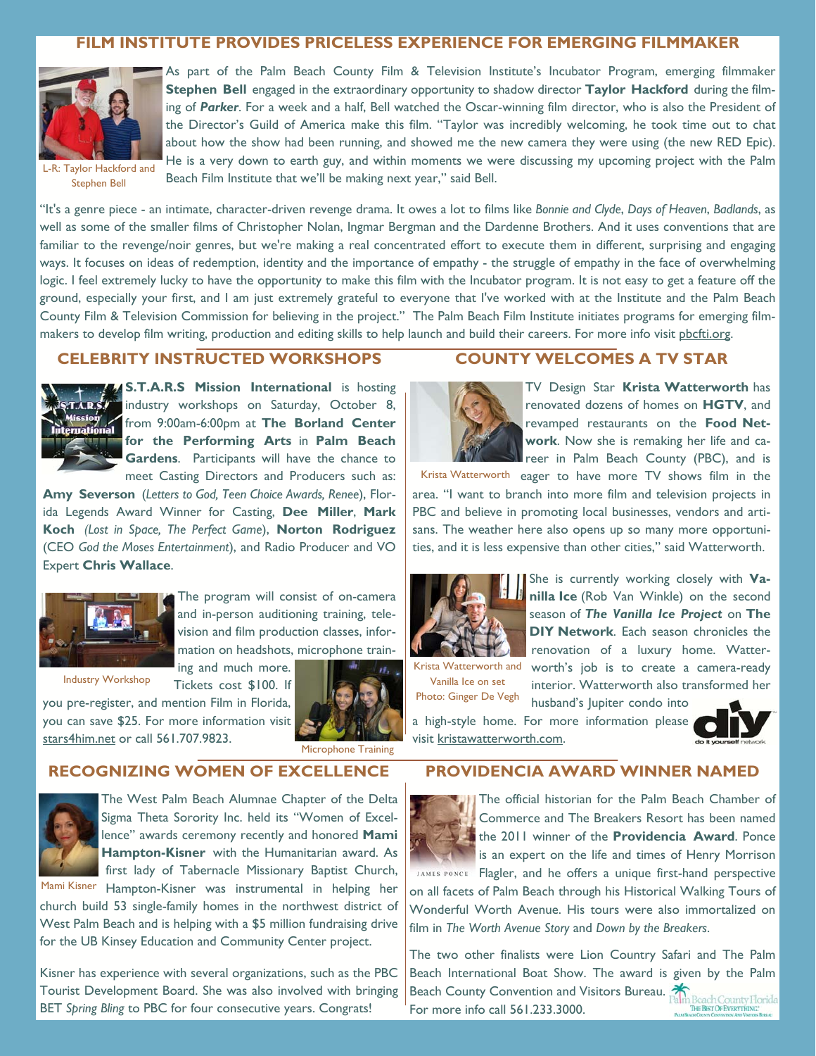## FILM INSTITUTE PROVIDES PRICELESS EXPERIENCE FOR EMERGING FILMMAKER

L-R: Taylor Hackford and Stephen Bell

As part of the Palm Beach County Film & Television Institute's Incubator Program, emerging filmmaker **Stephen Bell** engaged in the extraordinary opportunity to shadow director **Taylor Hackford** during the filming of ***Parker***. For a week and a half, Bell watched the Oscar-winning film director, who is also the President of the Director's Guild of America make this film. "Taylor was incredibly welcoming, he took time out to chat about how the show had been running, and showed me the new camera they were using (the new RED Epic). He is a very down to earth guy, and within moments we were discussing my upcoming project with the Palm Beach Film Institute that we'll be making next year," said Bell.

"It's a genre piece - an intimate, character-driven revenge drama. It owes a lot to films like *Bonnie and Clyde*, *Days of Heaven*, *Badlands*, as well as some of the smaller films of Christopher Nolan, Ingmar Bergman and the Dardenne Brothers. And it uses conventions that are familiar to the revenge/noir genres, but we're making a real concentrated effort to execute them in different, surprising and engaging ways. It focuses on ideas of redemption, identity and the importance of empathy - the struggle of empathy in the face of overwhelming logic. I feel extremely lucky to have the opportunity to make this film with the Incubator program. It is not easy to get a feature off the ground, especially your first, and I am just extremely grateful to everyone that I've worked with at the Institute and the Palm Beach County Film & Television Commission for believing in the project." The Palm Beach Film Institute initiates programs for emerging filmmakers to develop film writing, production and editing skills to help launch and build their careers. For more info visit pbcfti.org.

## CELEBRITY INSTRUCTED WORKSHOPS

**S.T.A.R.S Mission International** is hosting industry workshops on Saturday, October 8, from 9:00am-6:00pm at **The Borland Center for the Performing Arts** in **Palm Beach Gardens**. Participants will have the chance to meet Casting Directors and Producers such as: **Amy Severson** (*Letters to God, Teen Choice Awards, Renee*), Florida Legends Award Winner for Casting, **Dee Miller**, **Mark Koch** (*Lost in Space, The Perfect Game*), **Norton Rodriguez** (CEO *God the Moses Entertainment*), and Radio Producer and VO Expert **Chris Wallace**.

The program will consist of on-camera and in-person auditioning training, television and film production classes, information on headshots, microphone training and much more. Tickets cost $100. If you pre-register, and mention Film in Florida, you can save $25. For more information visit stars4him.net or call 561.707.9823.

Industry Workshop

Microphone Training

## COUNTY WELCOMES A TV STAR

TV Design Star **Krista Watterworth** has renovated dozens of homes on **HGTV**, and revamped restaurants on the **Food Network**. Now she is remaking her life and career in Palm Beach County (PBC), and is eager to have more TV shows film in the area. "I want to branch into more film and television projects in PBC and believe in promoting local businesses, vendors and artisans. The weather here also opens up so many more opportunities, and it is less expensive than other cities," said Watterworth.

Krista Watterworth

She is currently working closely with **Vanilla Ice** (Rob Van Winkle) on the second season of ***The Vanilla Ice Project*** on **The DIY Network**. Each season chronicles the renovation of a luxury home. Watterworth's job is to create a camera-ready interior. Watterworth also transformed her husband's Jupiter condo into a high-style home. For more information please visit kristawatterworth.com.

Krista Watterworth and Vanilla Ice on set
Photo: Ginger De Vegh

## RECOGNIZING WOMEN OF EXCELLENCE

The West Palm Beach Alumnae Chapter of the Delta Sigma Theta Sorority Inc. held its "Women of Excellence" awards ceremony recently and honored **Mami Hampton-Kisner** with the Humanitarian award. As first lady of Tabernacle Missionary Baptist Church, Hampton-Kisner was instrumental in helping her church build 53 single-family homes in the northwest district of West Palm Beach and is helping with a $5 million fundraising drive for the UB Kinsey Education and Community Center project.

Mami Kisner

Kisner has experience with several organizations, such as the PBC Tourist Development Board. She was also involved with bringing BET *Spring Bling* to PBC for four consecutive years. Congrats!

## PROVIDENCIA AWARD WINNER NAMED

The official historian for the Palm Beach Chamber of Commerce and The Breakers Resort has been named the 2011 winner of the **Providencia Award**. Ponce is an expert on the life and times of Henry Morrison Flagler, and he offers a unique first-hand perspective on all facets of Palm Beach through his Historical Walking Tours of Wonderful Worth Avenue. His tours were also immortalized on film in *The Worth Avenue Story* and *Down by the Breakers*.

James Ponce

The two other finalists were Lion Country Safari and The Palm Beach International Boat Show. The award is given by the Palm Beach County Convention and Visitors Bureau. For more info call 561.233.3000.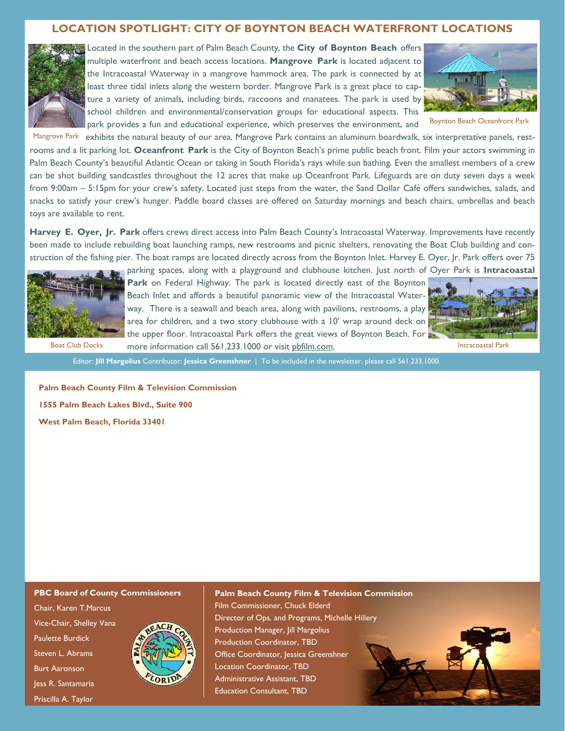## LOCATION SPOTLIGHT: CITY OF BOYNTON BEACH WATERFRONT LOCATIONS

Located in the southern part of Palm Beach County, the **City of Boynton Beach** offers multiple waterfront and beach access locations. **Mangrove Park** is located adjacent to the Intracoastal Waterway in a mangrove hammock area. The park is connected by at least three tidal inlets along the western border. Mangrove Park is a great place to capture a variety of animals, including birds, raccoons and manatees. The park is used by school children and environmental/conservation groups for educational aspects. This park provides a fun and educational experience, which preserves the environment, and exhibits the natural beauty of our area. Mangrove Park contains an aluminum boardwalk, six interpretative panels, restrooms and a lit parking lot. **Oceanfront Park** is the City of Boynton Beach's prime public beach front. Film your actors swimming in Palm Beach County's beautiful Atlantic Ocean or taking in South Florida's rays while sun bathing. Even the smallest members of a crew can be shot building sandcastles throughout the 12 acres that make up Oceanfront Park. Lifeguards are on duty seven days a week from 9:00am – 5:15pm for your crew's safety. Located just steps from the water, the Sand Dollar Café offers sandwiches, salads, and snacks to satisfy your crew's hunger. Paddle board classes are offered on Saturday mornings and beach chairs, umbrellas and beach toys are available to rent.

Mangrove Park

Boynton Beach Oceanfront Park

**Harvey E. Oyer, Jr. Park** offers crews direct access into Palm Beach County's Intracoastal Waterway. Improvements have recently been made to include rebuilding boat launching ramps, new restrooms and picnic shelters, renovating the Boat Club building and construction of the fishing pier. The boat ramps are located directly across from the Boynton Inlet. Harvey E. Oyer, Jr. Park offers over 75 parking spaces, along with a playground and clubhouse kitchen. Just north of Oyer Park is **Intracoastal Park** on Federal Highway. The park is located directly east of the Boynton Beach Inlet and affords a beautiful panoramic view of the Intracoastal Waterway. There is a seawall and beach area, along with pavilions, restrooms, a play area for children, and a two story clubhouse with a 10' wrap around deck on the upper floor. Intracoastal Park offers the great views of Boynton Beach. For more information call 561.233.1000 or visit pbfilm.com.

Boat Club Docks

Intracoastal Park

Editor: **Jill Margolius** Contributor: **Jessica Greenshner** | To be included in the newsletter, please call 561.233.1000.

**Palm Beach County Film & Television Commission**
**1555 Palm Beach Lakes Blvd., Suite 900**
**West Palm Beach, Florida 33401**

**PBC Board of County Commissioners**

Chair, Karen T.Marcus
Vice-Chair, Shelley Vana
Paulette Burdick
Steven L. Abrams
Burt Aaronson
Jess R. Santamaria
Priscilla A. Taylor

**Palm Beach County Film & Television Commission**

Film Commissioner, Chuck Elderd
Director of Ops. and Programs, Michelle Hillery
Production Manager, Jill Margolius
Production Coordinator, TBD
Office Coordinator, Jessica Greenshner
Location Coordinator, TBD
Administrative Assistant, TBD
Education Consultant, TBD